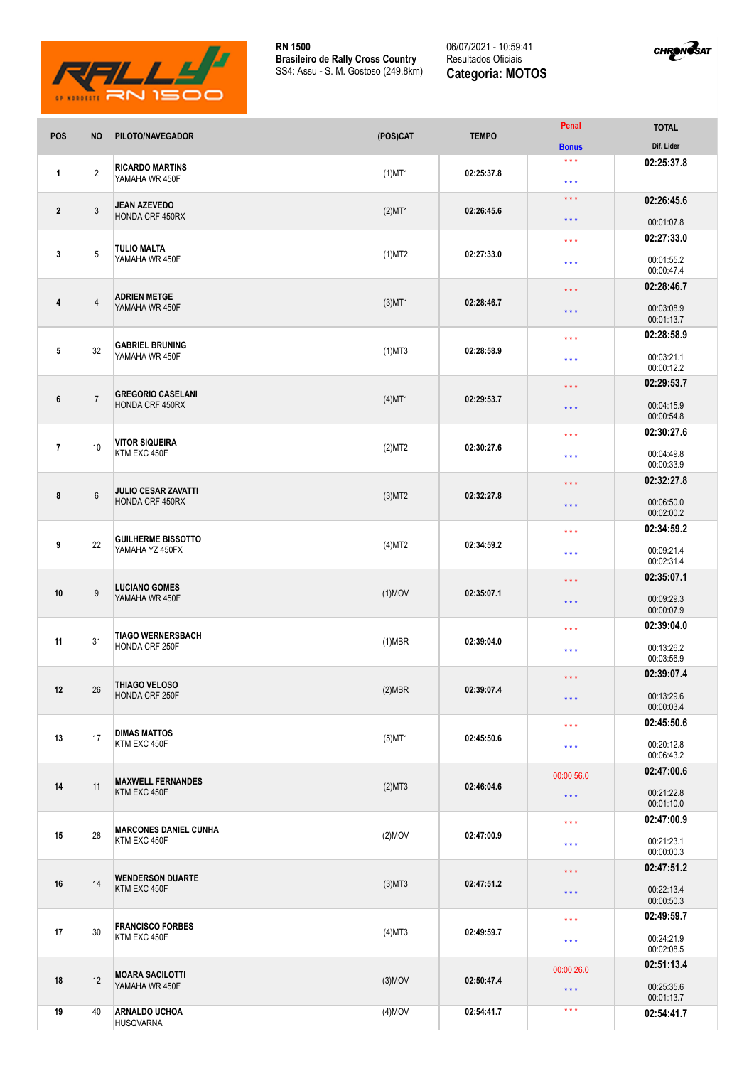**RN 1500**
**Brasileiro de Rally Cross Country**
SS4: Assu - S. M. Gostoso (249.8km)

06/07/2021 - 10:59:41
Resultados Oficiais
**Categoria: MOTOS**

| POS | NO | PILOTO/NAVEGADOR | (POS)CAT | TEMPO | Penal / Bonus | TOTAL / Dif. Lider |
|---|---|---|---|---|---|---|
| 1 | 2 | RICARDO MARTINS<br>YAMAHA WR 450F | (1)MT1 | 02:25:37.8 | \*\*\*<br>\*\*\* | 02:25:37.8 |
| 2 | 3 | JEAN AZEVEDO<br>HONDA CRF 450RX | (2)MT1 | 02:26:45.6 | \*\*\*<br>\*\*\* | 02:26:45.6<br>00:01:07.8 |
| 3 | 5 | TULIO MALTA<br>YAMAHA WR 450F | (1)MT2 | 02:27:33.0 | \*\*\*<br>\*\*\* | 02:27:33.0<br>00:01:55.2<br>00:00:47.4 |
| 4 | 4 | ADRIEN METGE<br>YAMAHA WR 450F | (3)MT1 | 02:28:46.7 | \*\*\*<br>\*\*\* | 02:28:46.7<br>00:03:08.9<br>00:01:13.7 |
| 5 | 32 | GABRIEL BRUNING<br>YAMAHA WR 450F | (1)MT3 | 02:28:58.9 | \*\*\*<br>\*\*\* | 02:28:58.9<br>00:03:21.1<br>00:00:12.2 |
| 6 | 7 | GREGORIO CASELANI<br>HONDA CRF 450RX | (4)MT1 | 02:29:53.7 | \*\*\*<br>\*\*\* | 02:29:53.7<br>00:04:15.9<br>00:00:54.8 |
| 7 | 10 | VITOR SIQUEIRA<br>KTM EXC 450F | (2)MT2 | 02:30:27.6 | \*\*\*<br>\*\*\* | 02:30:27.6<br>00:04:49.8<br>00:00:33.9 |
| 8 | 6 | JULIO CESAR ZAVATTI<br>HONDA CRF 450RX | (3)MT2 | 02:32:27.8 | \*\*\*<br>\*\*\* | 02:32:27.8<br>00:06:50.0<br>00:02:00.2 |
| 9 | 22 | GUILHERME BISSOTTO<br>YAMAHA YZ 450FX | (4)MT2 | 02:34:59.2 | \*\*\*<br>\*\*\* | 02:34:59.2<br>00:09:21.4<br>00:02:31.4 |
| 10 | 9 | LUCIANO GOMES<br>YAMAHA WR 450F | (1)MOV | 02:35:07.1 | \*\*\*<br>\*\*\* | 02:35:07.1<br>00:09:29.3<br>00:00:07.9 |
| 11 | 31 | TIAGO WERNERSBACH<br>HONDA CRF 250F | (1)MBR | 02:39:04.0 | \*\*\*<br>\*\*\* | 02:39:04.0<br>00:13:26.2<br>00:03:56.9 |
| 12 | 26 | THIAGO VELOSO<br>HONDA CRF 250F | (2)MBR | 02:39:07.4 | \*\*\*<br>\*\*\* | 02:39:07.4<br>00:13:29.6<br>00:00:03.4 |
| 13 | 17 | DIMAS MATTOS<br>KTM EXC 450F | (5)MT1 | 02:45:50.6 | \*\*\*<br>\*\*\* | 02:45:50.6<br>00:20:12.8<br>00:06:43.2 |
| 14 | 11 | MAXWELL FERNANDES<br>KTM EXC 450F | (2)MT3 | 02:46:04.6 | 00:00:56.0<br>\*\*\* | 02:47:00.6<br>00:21:22.8<br>00:01:10.0 |
| 15 | 28 | MARCONES DANIEL CUNHA<br>KTM EXC 450F | (2)MOV | 02:47:00.9 | \*\*\*<br>\*\*\* | 02:47:00.9<br>00:21:23.1<br>00:00:00.3 |
| 16 | 14 | WENDERSON DUARTE<br>KTM EXC 450F | (3)MT3 | 02:47:51.2 | \*\*\*<br>\*\*\* | 02:47:51.2<br>00:22:13.4<br>00:00:50.3 |
| 17 | 30 | FRANCISCO FORBES<br>KTM EXC 450F | (4)MT3 | 02:49:59.7 | \*\*\*<br>\*\*\* | 02:49:59.7<br>00:24:21.9<br>00:02:08.5 |
| 18 | 12 | MOARA SACILOTTI<br>YAMAHA WR 450F | (3)MOV | 02:50:47.4 | 00:00:26.0<br>\*\*\* | 02:51:13.4<br>00:25:35.6<br>00:01:13.7 |
| 19 | 40 | ARNALDO UCHOA<br>HUSQVARNA | (4)MOV | 02:54:41.7 | \*\*\* | 02:54:41.7 |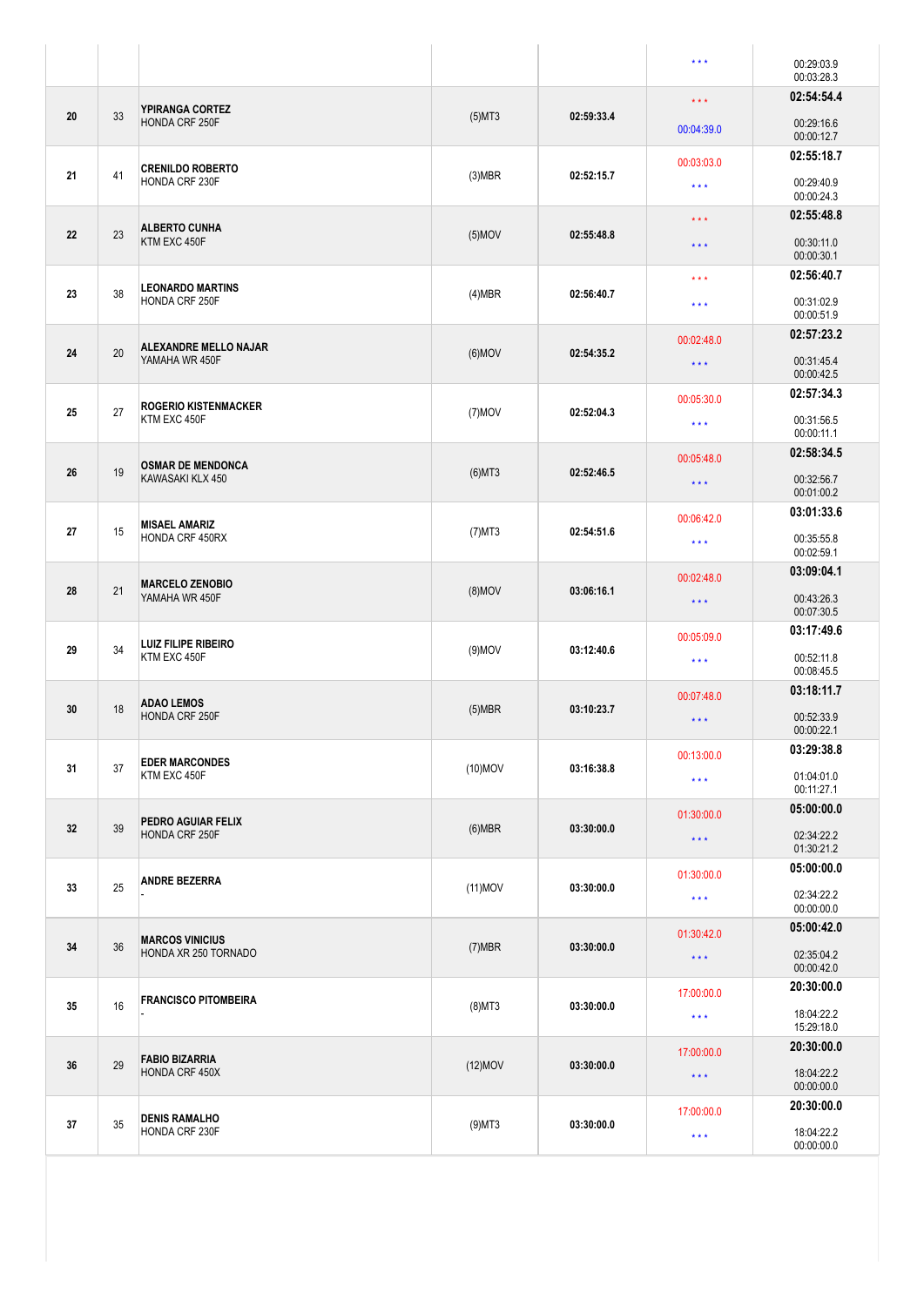| | | | | | | |
|---|---|---|---|---|---|---|
| | | | | | *** | 00:29:03.9<br>00:03:28.3 |
| 20 | 33 | **YPIRANGA CORTEZ**<br>HONDA CRF 250F | (5)MT3 | 02:59:33.4 | ***<br>00:04:39.0 | **02:54:54.4**<br>00:29:16.6<br>00:00:12.7 |
| 21 | 41 | **CRENILDO ROBERTO**<br>HONDA CRF 230F | (3)MBR | 02:52:15.7 | 00:03:03.0<br>*** | **02:55:18.7**<br>00:29:40.9<br>00:00:24.3 |
| 22 | 23 | **ALBERTO CUNHA**<br>KTM EXC 450F | (5)MOV | 02:55:48.8 | ***<br>*** | **02:55:48.8**<br>00:30:11.0<br>00:00:30.1 |
| 23 | 38 | **LEONARDO MARTINS**<br>HONDA CRF 250F | (4)MBR | 02:56:40.7 | ***<br>*** | **02:56:40.7**<br>00:31:02.9<br>00:00:51.9 |
| 24 | 20 | **ALEXANDRE MELLO NAJAR**<br>YAMAHA WR 450F | (6)MOV | 02:54:35.2 | 00:02:48.0<br>*** | **02:57:23.2**<br>00:31:45.4<br>00:00:42.5 |
| 25 | 27 | **ROGERIO KISTENMACKER**<br>KTM EXC 450F | (7)MOV | 02:52:04.3 | 00:05:30.0<br>*** | **02:57:34.3**<br>00:31:56.5<br>00:00:11.1 |
| 26 | 19 | **OSMAR DE MENDONCA**<br>KAWASAKI KLX 450 | (6)MT3 | 02:52:46.5 | 00:05:48.0<br>*** | **02:58:34.5**<br>00:32:56.7<br>00:01:00.2 |
| 27 | 15 | **MISAEL AMARIZ**<br>HONDA CRF 450RX | (7)MT3 | 02:54:51.6 | 00:06:42.0<br>*** | **03:01:33.6**<br>00:35:55.8<br>00:02:59.1 |
| 28 | 21 | **MARCELO ZENOBIO**<br>YAMAHA WR 450F | (8)MOV | 03:06:16.1 | 00:02:48.0<br>*** | **03:09:04.1**<br>00:43:26.3<br>00:07:30.5 |
| 29 | 34 | **LUIZ FILIPE RIBEIRO**<br>KTM EXC 450F | (9)MOV | 03:12:40.6 | 00:05:09.0<br>*** | **03:17:49.6**<br>00:52:11.8<br>00:08:45.5 |
| 30 | 18 | **ADAO LEMOS**<br>HONDA CRF 250F | (5)MBR | 03:10:23.7 | 00:07:48.0<br>*** | **03:18:11.7**<br>00:52:33.9<br>00:00:22.1 |
| 31 | 37 | **EDER MARCONDES**<br>KTM EXC 450F | (10)MOV | 03:16:38.8 | 00:13:00.0<br>*** | **03:29:38.8**<br>01:04:01.0<br>00:11:27.1 |
| 32 | 39 | **PEDRO AGUIAR FELIX**<br>HONDA CRF 250F | (6)MBR | 03:30:00.0 | 01:30:00.0<br>*** | **05:00:00.0**<br>02:34:22.2<br>01:30:21.2 |
| 33 | 25 | **ANDRE BEZERRA**<br>- | (11)MOV | 03:30:00.0 | 01:30:00.0<br>*** | **05:00:00.0**<br>02:34:22.2<br>00:00:00.0 |
| 34 | 36 | **MARCOS VINICIUS**<br>HONDA XR 250 TORNADO | (7)MBR | 03:30:00.0 | 01:30:42.0<br>*** | **05:00:42.0**<br>02:35:04.2<br>00:00:42.0 |
| 35 | 16 | **FRANCISCO PITOMBEIRA**<br>- | (8)MT3 | 03:30:00.0 | 17:00:00.0<br>*** | **20:30:00.0**<br>18:04:22.2<br>15:29:18.0 |
| 36 | 29 | **FABIO BIZARRIA**<br>HONDA CRF 450X | (12)MOV | 03:30:00.0 | 17:00:00.0<br>*** | **20:30:00.0**<br>18:04:22.2<br>00:00:00.0 |
| 37 | 35 | **DENIS RAMALHO**<br>HONDA CRF 230F | (9)MT3 | 03:30:00.0 | 17:00:00.0<br>*** | **20:30:00.0**<br>18:04:22.2<br>00:00:00.0 |